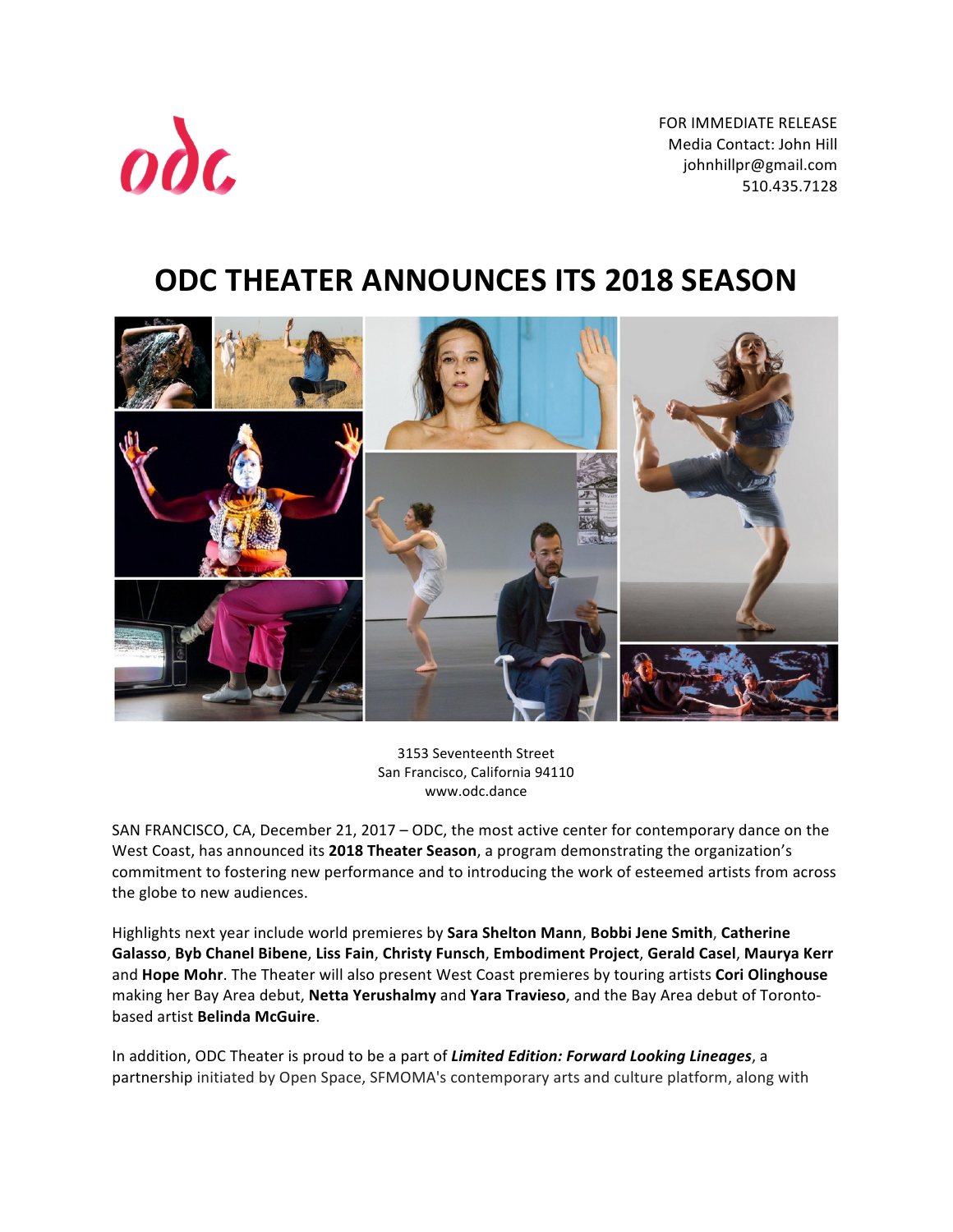odc

FOR IMMEDIATE RELEASE
Media Contact: John Hill
johnhillpr@gmail.com
510.435.7128

# ODC THEATER ANNOUNCES ITS 2018 SEASON

3153 Seventeenth Street
San Francisco, California 94110
www.odc.dance

SAN FRANCISCO, CA, December 21, 2017 – ODC, the most active center for contemporary dance on the West Coast, has announced its **2018 Theater Season**, a program demonstrating the organization's commitment to fostering new performance and to introducing the work of esteemed artists from across the globe to new audiences.

Highlights next year include world premieres by **Sara Shelton Mann**, **Bobbi Jene Smith**, **Catherine Galasso**, **Byb Chanel Bibene**, **Liss Fain**, **Christy Funsch**, **Embodiment Project**, **Gerald Casel**, **Maurya Kerr** and **Hope Mohr**. The Theater will also present West Coast premieres by touring artists **Cori Olinghouse** making her Bay Area debut, **Netta Yerushalmy** and **Yara Travieso**, and the Bay Area debut of Toronto-based artist **Belinda McGuire**.

In addition, ODC Theater is proud to be a part of ***Limited Edition: Forward Looking Lineages***, a partnership initiated by Open Space, SFMOMA's contemporary arts and culture platform, along with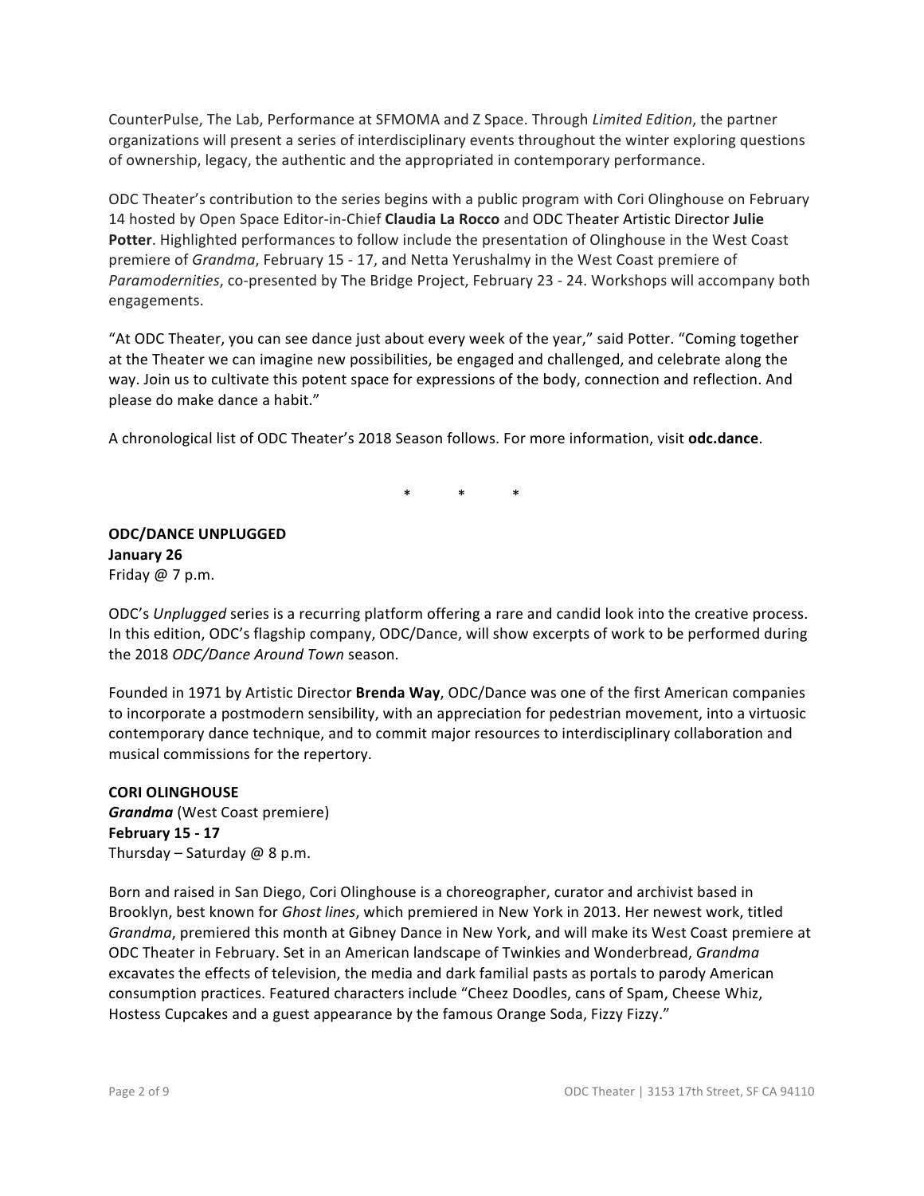CounterPulse, The Lab, Performance at SFMOMA and Z Space. Through *Limited Edition*, the partner organizations will present a series of interdisciplinary events throughout the winter exploring questions of ownership, legacy, the authentic and the appropriated in contemporary performance.

ODC Theater's contribution to the series begins with a public program with Cori Olinghouse on February 14 hosted by Open Space Editor-in-Chief **Claudia La Rocco** and ODC Theater Artistic Director **Julie Potter**. Highlighted performances to follow include the presentation of Olinghouse in the West Coast premiere of *Grandma*, February 15 - 17, and Netta Yerushalmy in the West Coast premiere of *Paramodernities*, co-presented by The Bridge Project, February 23 - 24. Workshops will accompany both engagements.

"At ODC Theater, you can see dance just about every week of the year," said Potter. "Coming together at the Theater we can imagine new possibilities, be engaged and challenged, and celebrate along the way. Join us to cultivate this potent space for expressions of the body, connection and reflection. And please do make dance a habit."

A chronological list of ODC Theater's 2018 Season follows. For more information, visit **odc.dance**.

\*          \*          \*

**ODC/DANCE UNPLUGGED**
**January 26**
Friday @ 7 p.m.

ODC's *Unplugged* series is a recurring platform offering a rare and candid look into the creative process. In this edition, ODC's flagship company, ODC/Dance, will show excerpts of work to be performed during the 2018 *ODC/Dance Around Town* season.

Founded in 1971 by Artistic Director **Brenda Way**, ODC/Dance was one of the first American companies to incorporate a postmodern sensibility, with an appreciation for pedestrian movement, into a virtuosic contemporary dance technique, and to commit major resources to interdisciplinary collaboration and musical commissions for the repertory.

**CORI OLINGHOUSE**
***Grandma*** (West Coast premiere)
**February 15 - 17**
Thursday – Saturday @ 8 p.m.

Born and raised in San Diego, Cori Olinghouse is a choreographer, curator and archivist based in Brooklyn, best known for *Ghost lines*, which premiered in New York in 2013. Her newest work, titled *Grandma*, premiered this month at Gibney Dance in New York, and will make its West Coast premiere at ODC Theater in February. Set in an American landscape of Twinkies and Wonderbread, *Grandma* excavates the effects of television, the media and dark familial pasts as portals to parody American consumption practices. Featured characters include "Cheez Doodles, cans of Spam, Cheese Whiz, Hostess Cupcakes and a guest appearance by the famous Orange Soda, Fizzy Fizzy."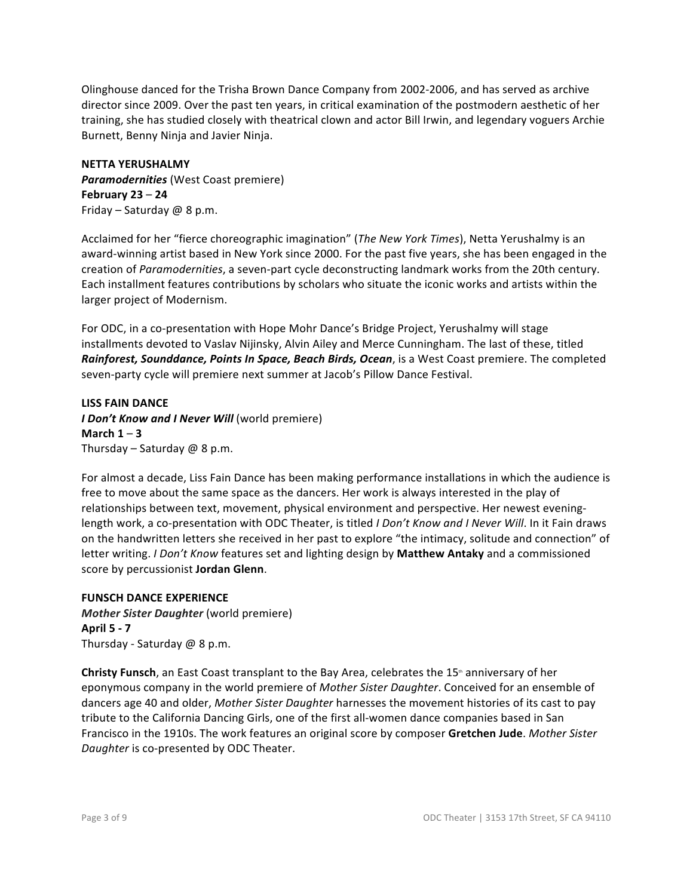Olinghouse danced for the Trisha Brown Dance Company from 2002-2006, and has served as archive director since 2009. Over the past ten years, in critical examination of the postmodern aesthetic of her training, she has studied closely with theatrical clown and actor Bill Irwin, and legendary voguers Archie Burnett, Benny Ninja and Javier Ninja.

**NETTA YERUSHALMY**
***Paramodernities*** (West Coast premiere)
**February 23** – **24**
Friday – Saturday @ 8 p.m.

Acclaimed for her "fierce choreographic imagination" (*The New York Times*), Netta Yerushalmy is an award-winning artist based in New York since 2000. For the past five years, she has been engaged in the creation of *Paramodernities*, a seven-part cycle deconstructing landmark works from the 20th century. Each installment features contributions by scholars who situate the iconic works and artists within the larger project of Modernism.

For ODC, in a co-presentation with Hope Mohr Dance's Bridge Project, Yerushalmy will stage installments devoted to Vaslav Nijinsky, Alvin Ailey and Merce Cunningham. The last of these, titled ***Rainforest, Sounddance, Points In Space, Beach Birds, Ocean***, is a West Coast premiere. The completed seven-party cycle will premiere next summer at Jacob's Pillow Dance Festival.

**LISS FAIN DANCE**
***I Don't Know and I Never Will*** (world premiere)
**March 1** – **3**
Thursday – Saturday @ 8 p.m.

For almost a decade, Liss Fain Dance has been making performance installations in which the audience is free to move about the same space as the dancers. Her work is always interested in the play of relationships between text, movement, physical environment and perspective. Her newest evening-length work, a co-presentation with ODC Theater, is titled *I Don't Know and I Never Will*. In it Fain draws on the handwritten letters she received in her past to explore "the intimacy, solitude and connection" of letter writing. *I Don't Know* features set and lighting design by **Matthew Antaky** and a commissioned score by percussionist **Jordan Glenn**.

**FUNSCH DANCE EXPERIENCE**
***Mother Sister Daughter*** (world premiere)
**April 5 - 7**
Thursday - Saturday @ 8 p.m.

**Christy Funsch**, an East Coast transplant to the Bay Area, celebrates the 15th anniversary of her eponymous company in the world premiere of *Mother Sister Daughter*. Conceived for an ensemble of dancers age 40 and older, *Mother Sister Daughter* harnesses the movement histories of its cast to pay tribute to the California Dancing Girls, one of the first all-women dance companies based in San Francisco in the 1910s. The work features an original score by composer **Gretchen Jude**. *Mother Sister Daughter* is co-presented by ODC Theater.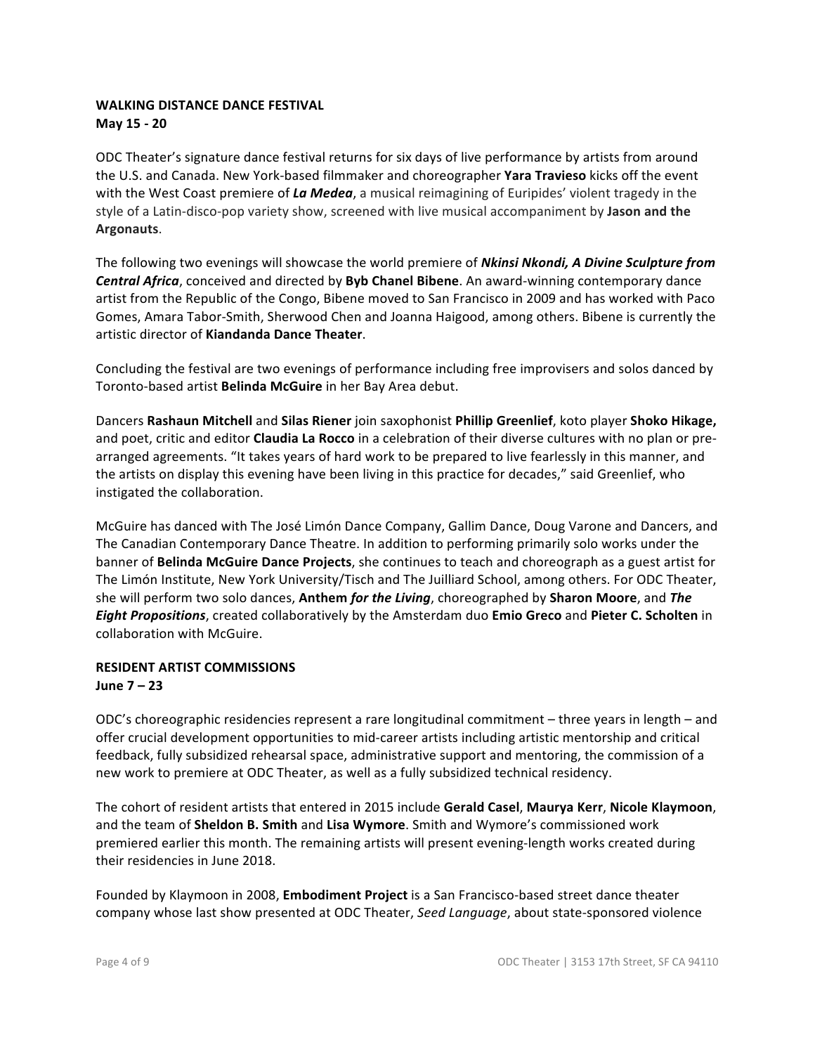**WALKING DISTANCE DANCE FESTIVAL**
**May 15 - 20**

ODC Theater's signature dance festival returns for six days of live performance by artists from around the U.S. and Canada. New York-based filmmaker and choreographer **Yara Travieso** kicks off the event with the West Coast premiere of ***La Medea***, a musical reimagining of Euripides' violent tragedy in the style of a Latin-disco-pop variety show, screened with live musical accompaniment by **Jason and the Argonauts**.

The following two evenings will showcase the world premiere of ***Nkinsi Nkondi, A Divine Sculpture from Central Africa***, conceived and directed by **Byb Chanel Bibene**. An award-winning contemporary dance artist from the Republic of the Congo, Bibene moved to San Francisco in 2009 and has worked with Paco Gomes, Amara Tabor-Smith, Sherwood Chen and Joanna Haigood, among others. Bibene is currently the artistic director of **Kiandanda Dance Theater**.

Concluding the festival are two evenings of performance including free improvisers and solos danced by Toronto-based artist **Belinda McGuire** in her Bay Area debut.

Dancers **Rashaun Mitchell** and **Silas Riener** join saxophonist **Phillip Greenlief**, koto player **Shoko Hikage,** and poet, critic and editor **Claudia La Rocco** in a celebration of their diverse cultures with no plan or pre-arranged agreements. "It takes years of hard work to be prepared to live fearlessly in this manner, and the artists on display this evening have been living in this practice for decades," said Greenlief, who instigated the collaboration.

McGuire has danced with The José Limón Dance Company, Gallim Dance, Doug Varone and Dancers, and The Canadian Contemporary Dance Theatre. In addition to performing primarily solo works under the banner of **Belinda McGuire Dance Projects**, she continues to teach and choreograph as a guest artist for The Limón Institute, New York University/Tisch and The Juilliard School, among others. For ODC Theater, she will perform two solo dances, **Anthem *for the Living***, choreographed by **Sharon Moore**, and ***The Eight Propositions***, created collaboratively by the Amsterdam duo **Emio Greco** and **Pieter C. Scholten** in collaboration with McGuire.

**RESIDENT ARTIST COMMISSIONS**
**June 7 – 23**

ODC's choreographic residencies represent a rare longitudinal commitment – three years in length – and offer crucial development opportunities to mid-career artists including artistic mentorship and critical feedback, fully subsidized rehearsal space, administrative support and mentoring, the commission of a new work to premiere at ODC Theater, as well as a fully subsidized technical residency.

The cohort of resident artists that entered in 2015 include **Gerald Casel**, **Maurya Kerr**, **Nicole Klaymoon**, and the team of **Sheldon B. Smith** and **Lisa Wymore**. Smith and Wymore's commissioned work premiered earlier this month. The remaining artists will present evening-length works created during their residencies in June 2018.

Founded by Klaymoon in 2008, **Embodiment Project** is a San Francisco-based street dance theater company whose last show presented at ODC Theater, *Seed Language*, about state-sponsored violence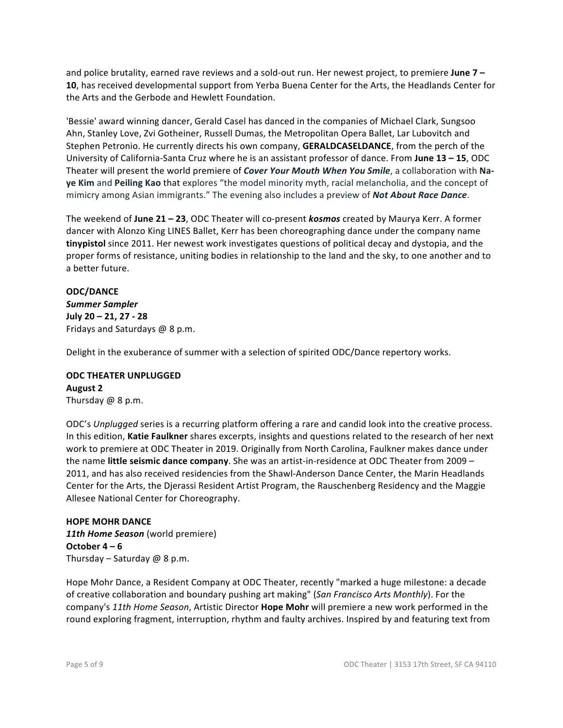and police brutality, earned rave reviews and a sold-out run. Her newest project, to premiere **June 7 – 10**, has received developmental support from Yerba Buena Center for the Arts, the Headlands Center for the Arts and the Gerbode and Hewlett Foundation.

'Bessie' award winning dancer, Gerald Casel has danced in the companies of Michael Clark, Sungsoo Ahn, Stanley Love, Zvi Gotheiner, Russell Dumas, the Metropolitan Opera Ballet, Lar Lubovitch and Stephen Petronio. He currently directs his own company, **GERALDCASELDANCE**, from the perch of the University of California-Santa Cruz where he is an assistant professor of dance. From **June 13 – 15**, ODC Theater will present the world premiere of ***Cover Your Mouth When You Smile***, a collaboration with **Na-ye Kim** and **Peiling Kao** that explores "the model minority myth, racial melancholia, and the concept of mimicry among Asian immigrants." The evening also includes a preview of ***Not About Race Dance***.

The weekend of **June 21 – 23**, ODC Theater will co-present ***kosmos*** created by Maurya Kerr. A former dancer with Alonzo King LINES Ballet, Kerr has been choreographing dance under the company name **tinypistol** since 2011. Her newest work investigates questions of political decay and dystopia, and the proper forms of resistance, uniting bodies in relationship to the land and the sky, to one another and to a better future.

**ODC/DANCE**
***Summer Sampler***
**July 20 – 21, 27 - 28**
Fridays and Saturdays @ 8 p.m.

Delight in the exuberance of summer with a selection of spirited ODC/Dance repertory works.

**ODC THEATER UNPLUGGED**
**August 2**
Thursday @ 8 p.m.

ODC's *Unplugged* series is a recurring platform offering a rare and candid look into the creative process. In this edition, **Katie Faulkner** shares excerpts, insights and questions related to the research of her next work to premiere at ODC Theater in 2019. Originally from North Carolina, Faulkner makes dance under the name **little seismic dance company**. She was an artist-in-residence at ODC Theater from 2009 – 2011, and has also received residencies from the Shawl-Anderson Dance Center, the Marin Headlands Center for the Arts, the Djerassi Resident Artist Program, the Rauschenberg Residency and the Maggie Allesee National Center for Choreography.

**HOPE MOHR DANCE**
***11th Home Season*** (world premiere)
**October 4 – 6**
Thursday – Saturday @ 8 p.m.

Hope Mohr Dance, a Resident Company at ODC Theater, recently "marked a huge milestone: a decade of creative collaboration and boundary pushing art making" (*San Francisco Arts Monthly*). For the company's *11th Home Season*, Artistic Director **Hope Mohr** will premiere a new work performed in the round exploring fragment, interruption, rhythm and faulty archives. Inspired by and featuring text from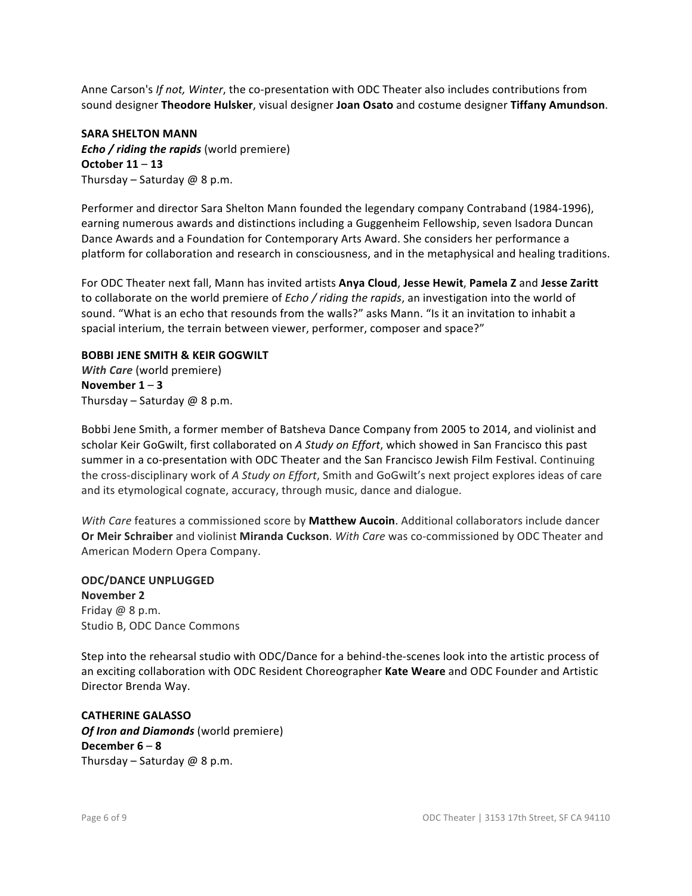Anne Carson's *If not, Winter*, the co-presentation with ODC Theater also includes contributions from sound designer **Theodore Hulsker**, visual designer **Joan Osato** and costume designer **Tiffany Amundson**.

**SARA SHELTON MANN**
***Echo / riding the rapids*** (world premiere)
**October 11 – 13**
Thursday – Saturday @ 8 p.m.

Performer and director Sara Shelton Mann founded the legendary company Contraband (1984-1996), earning numerous awards and distinctions including a Guggenheim Fellowship, seven Isadora Duncan Dance Awards and a Foundation for Contemporary Arts Award. She considers her performance a platform for collaboration and research in consciousness, and in the metaphysical and healing traditions.

For ODC Theater next fall, Mann has invited artists **Anya Cloud**, **Jesse Hewit**, **Pamela Z** and **Jesse Zaritt** to collaborate on the world premiere of *Echo / riding the rapids*, an investigation into the world of sound. "What is an echo that resounds from the walls?" asks Mann. "Is it an invitation to inhabit a spacial interium, the terrain between viewer, performer, composer and space?"

**BOBBI JENE SMITH & KEIR GOGWILT**
***With Care*** (world premiere)
**November 1 – 3**
Thursday – Saturday @ 8 p.m.

Bobbi Jene Smith, a former member of Batsheva Dance Company from 2005 to 2014, and violinist and scholar Keir GoGwilt, first collaborated on *A Study on Effort*, which showed in San Francisco this past summer in a co-presentation with ODC Theater and the San Francisco Jewish Film Festival. Continuing the cross-disciplinary work of *A Study on Effort*, Smith and GoGwilt's next project explores ideas of care and its etymological cognate, accuracy, through music, dance and dialogue.

*With Care* features a commissioned score by **Matthew Aucoin**. Additional collaborators include dancer **Or Meir Schraiber** and violinist **Miranda Cuckson**. *With Care* was co-commissioned by ODC Theater and American Modern Opera Company.

**ODC/DANCE UNPLUGGED**
**November 2**
Friday @ 8 p.m.
Studio B, ODC Dance Commons

Step into the rehearsal studio with ODC/Dance for a behind-the-scenes look into the artistic process of an exciting collaboration with ODC Resident Choreographer **Kate Weare** and ODC Founder and Artistic Director Brenda Way.

**CATHERINE GALASSO**
***Of Iron and Diamonds*** (world premiere)
**December 6 – 8**
Thursday – Saturday @ 8 p.m.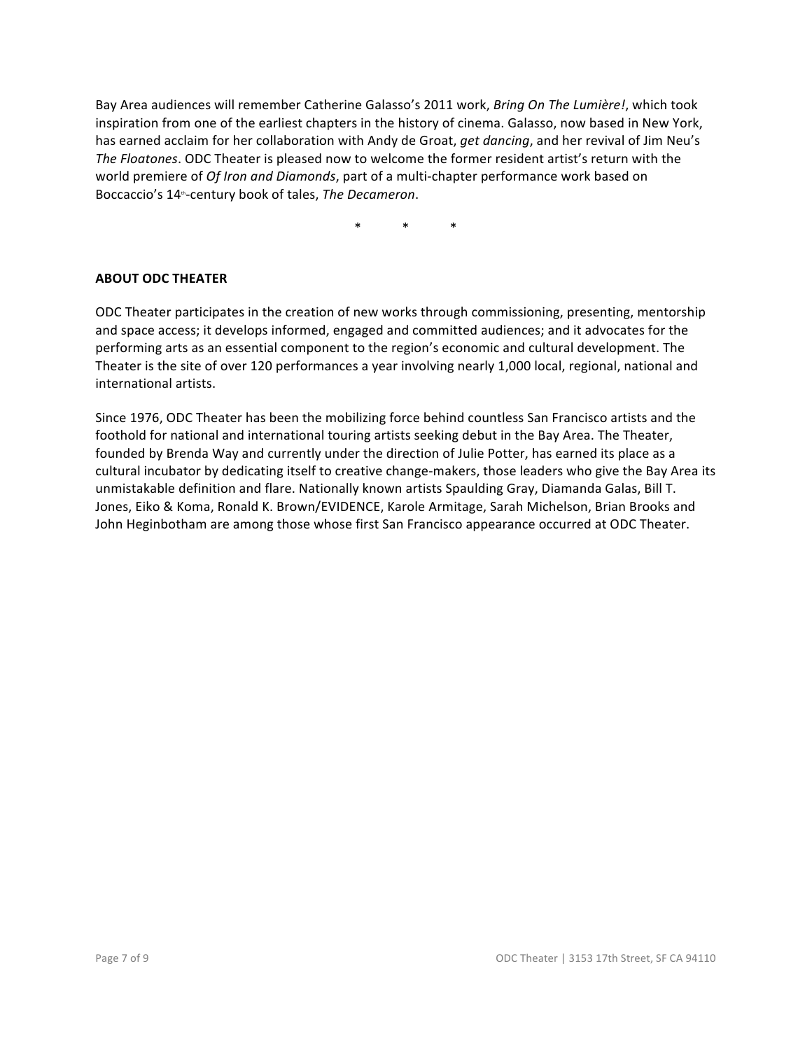Bay Area audiences will remember Catherine Galasso's 2011 work, *Bring On The Lumière!*, which took inspiration from one of the earliest chapters in the history of cinema. Galasso, now based in New York, has earned acclaim for her collaboration with Andy de Groat, *get dancing*, and her revival of Jim Neu's *The Floatones*. ODC Theater is pleased now to welcome the former resident artist's return with the world premiere of *Of Iron and Diamonds*, part of a multi-chapter performance work based on Boccaccio's 14th-century book of tales, *The Decameron*.

\* \* \*

**ABOUT ODC THEATER**

ODC Theater participates in the creation of new works through commissioning, presenting, mentorship and space access; it develops informed, engaged and committed audiences; and it advocates for the performing arts as an essential component to the region's economic and cultural development. The Theater is the site of over 120 performances a year involving nearly 1,000 local, regional, national and international artists.

Since 1976, ODC Theater has been the mobilizing force behind countless San Francisco artists and the foothold for national and international touring artists seeking debut in the Bay Area. The Theater, founded by Brenda Way and currently under the direction of Julie Potter, has earned its place as a cultural incubator by dedicating itself to creative change-makers, those leaders who give the Bay Area its unmistakable definition and flare. Nationally known artists Spaulding Gray, Diamanda Galas, Bill T. Jones, Eiko & Koma, Ronald K. Brown/EVIDENCE, Karole Armitage, Sarah Michelson, Brian Brooks and John Heginbotham are among those whose first San Francisco appearance occurred at ODC Theater.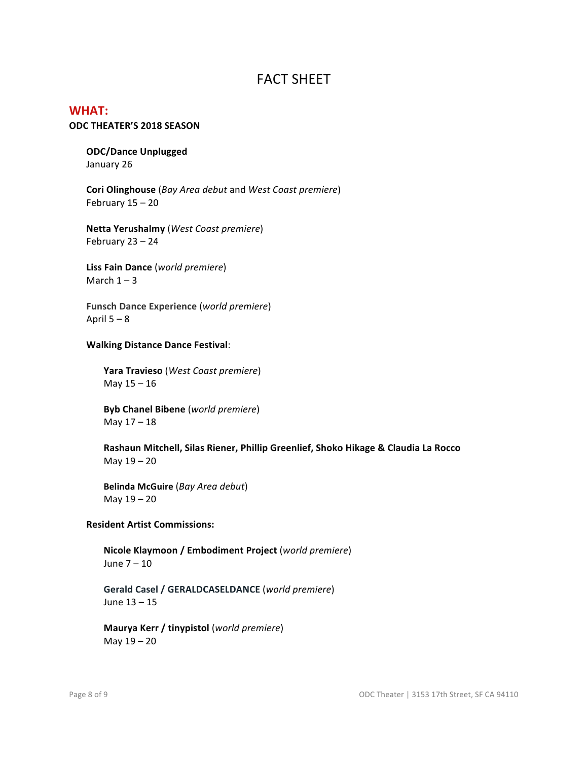# FACT SHEET

## WHAT:

**ODC THEATER'S 2018 SEASON**

**ODC/Dance Unplugged**
January 26

**Cori Olinghouse** (*Bay Area debut* and *West Coast premiere*)
February 15 – 20

**Netta Yerushalmy** (*West Coast premiere*)
February 23 – 24

**Liss Fain Dance** (*world premiere*)
March 1 – 3

**Funsch Dance Experience** (*world premiere*)
April 5 – 8

**Walking Distance Dance Festival**:

- **Yara Travieso** (*West Coast premiere*)
  May 15 – 16

- **Byb Chanel Bibene** (*world premiere*)
  May 17 – 18

- **Rashaun Mitchell, Silas Riener, Phillip Greenlief, Shoko Hikage & Claudia La Rocco**
  May 19 – 20

- **Belinda McGuire** (*Bay Area debut*)
  May 19 – 20

**Resident Artist Commissions:**

- **Nicole Klaymoon / Embodiment Project** (*world premiere*)
  June 7 – 10

- **Gerald Casel / GERALDCASELDANCE** (*world premiere*)
  June 13 – 15

- **Maurya Kerr / tinypistol** (*world premiere*)
  May 19 – 20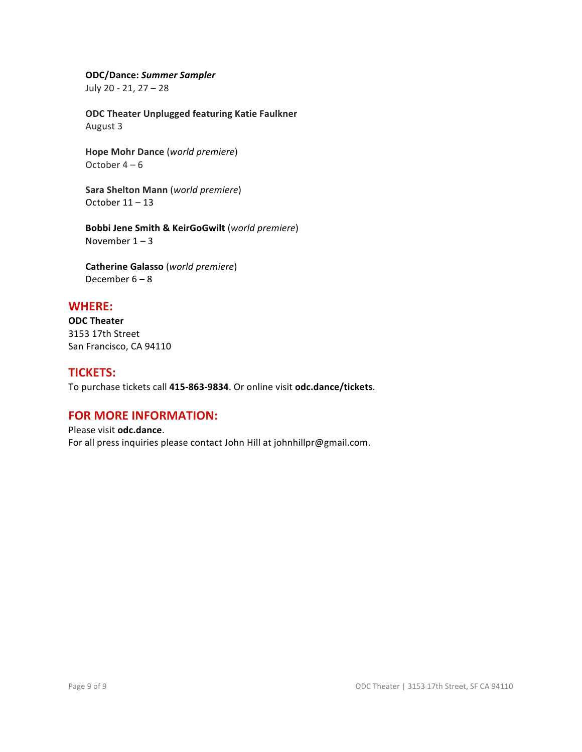**ODC/Dance: *Summer Sampler***
July 20 - 21, 27 – 28

**ODC Theater Unplugged featuring Katie Faulkner**
August 3

**Hope Mohr Dance** (*world premiere*)
October 4 – 6

**Sara Shelton Mann** (*world premiere*)
October 11 – 13

**Bobbi Jene Smith & KeirGoGwilt** (*world premiere*)
November 1 – 3

**Catherine Galasso** (*world premiere*)
December 6 – 8

## WHERE:

**ODC Theater**
3153 17th Street
San Francisco, CA 94110

## TICKETS:

To purchase tickets call **415-863-9834**. Or online visit **odc.dance/tickets**.

## FOR MORE INFORMATION:

Please visit **odc.dance**.
For all press inquiries please contact John Hill at johnhillpr@gmail.com.